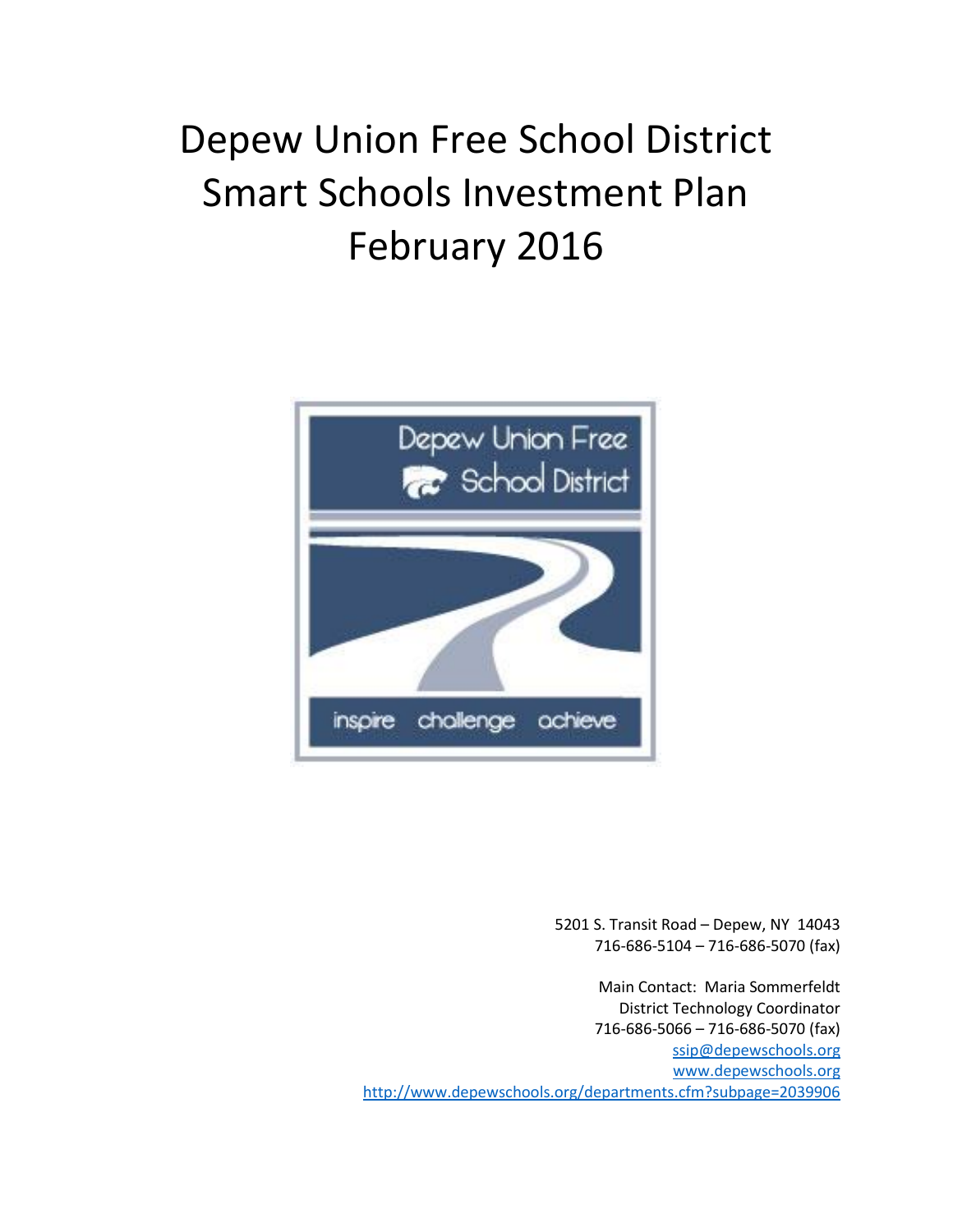# Depew Union Free School District
# Smart Schools Investment Plan
# February 2016

5201 S. Transit Road – Depew, NY 14043
716-686-5104 – 716-686-5070 (fax)

Main Contact: Maria Sommerfeldt
District Technology Coordinator
716-686-5066 – 716-686-5070 (fax)
ssip@depewschools.org
www.depewschools.org
http://www.depewschools.org/departments.cfm?subpage=2039906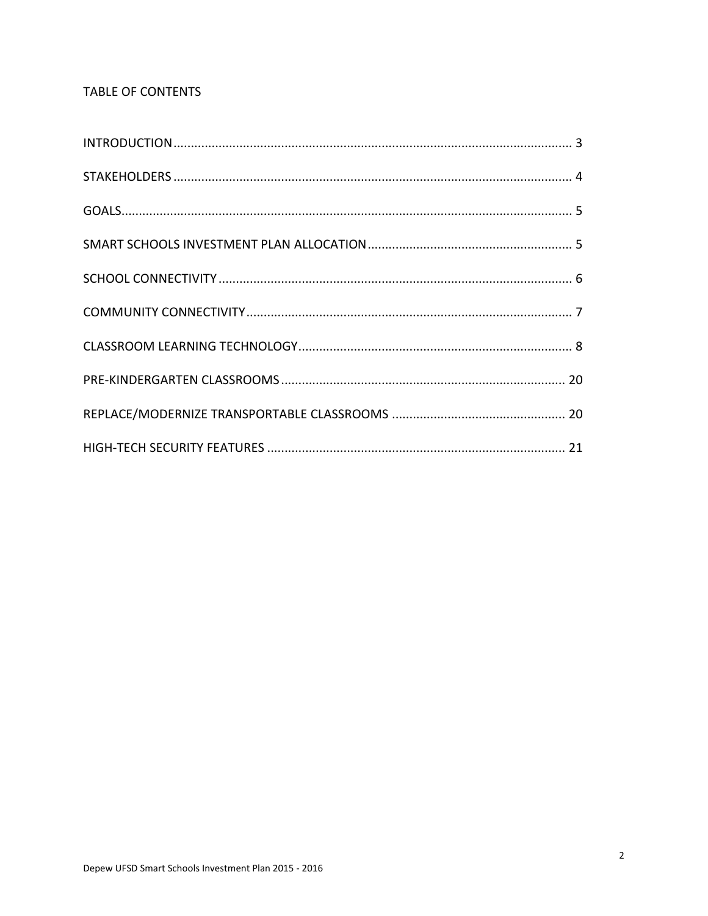## TABLE OF CONTENTS

| | |
|---|---|
| INTRODUCTION | 3 |
| STAKEHOLDERS | 4 |
| GOALS | 5 |
| SMART SCHOOLS INVESTMENT PLAN ALLOCATION | 5 |
| SCHOOL CONNECTIVITY | 6 |
| COMMUNITY CONNECTIVITY | 7 |
| CLASSROOM LEARNING TECHNOLOGY | 8 |
| PRE-KINDERGARTEN CLASSROOMS | 20 |
| REPLACE/MODERNIZE TRANSPORTABLE CLASSROOMS | 20 |
| HIGH-TECH SECURITY FEATURES | 21 |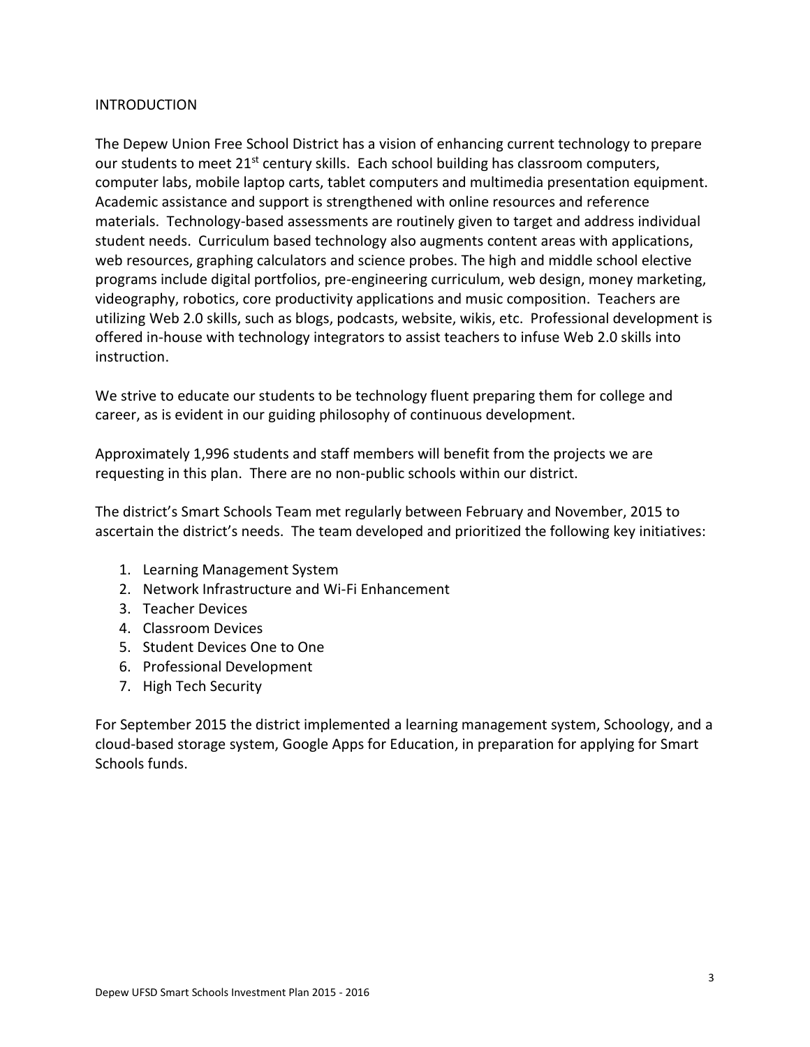## INTRODUCTION

The Depew Union Free School District has a vision of enhancing current technology to prepare our students to meet 21st century skills. Each school building has classroom computers, computer labs, mobile laptop carts, tablet computers and multimedia presentation equipment. Academic assistance and support is strengthened with online resources and reference materials. Technology-based assessments are routinely given to target and address individual student needs. Curriculum based technology also augments content areas with applications, web resources, graphing calculators and science probes. The high and middle school elective programs include digital portfolios, pre-engineering curriculum, web design, money marketing, videography, robotics, core productivity applications and music composition. Teachers are utilizing Web 2.0 skills, such as blogs, podcasts, website, wikis, etc. Professional development is offered in-house with technology integrators to assist teachers to infuse Web 2.0 skills into instruction.

We strive to educate our students to be technology fluent preparing them for college and career, as is evident in our guiding philosophy of continuous development.

Approximately 1,996 students and staff members will benefit from the projects we are requesting in this plan. There are no non-public schools within our district.

The district's Smart Schools Team met regularly between February and November, 2015 to ascertain the district's needs. The team developed and prioritized the following key initiatives:

1. Learning Management System
2. Network Infrastructure and Wi-Fi Enhancement
3. Teacher Devices
4. Classroom Devices
5. Student Devices One to One
6. Professional Development
7. High Tech Security

For September 2015 the district implemented a learning management system, Schoology, and a cloud-based storage system, Google Apps for Education, in preparation for applying for Smart Schools funds.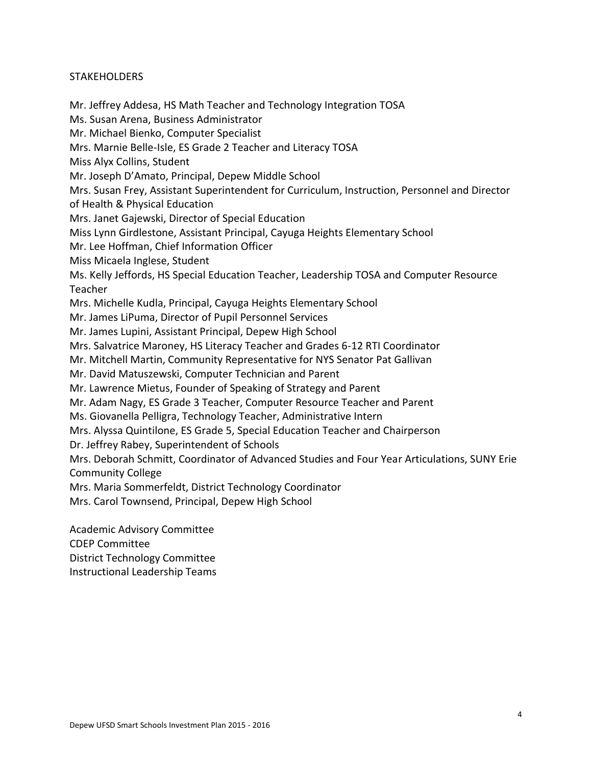## STAKEHOLDERS

Mr. Jeffrey Addesa, HS Math Teacher and Technology Integration TOSA
Ms. Susan Arena, Business Administrator
Mr. Michael Bienko, Computer Specialist
Mrs. Marnie Belle-Isle, ES Grade 2 Teacher and Literacy TOSA
Miss Alyx Collins, Student
Mr. Joseph D'Amato, Principal, Depew Middle School
Mrs. Susan Frey, Assistant Superintendent for Curriculum, Instruction, Personnel and Director of Health & Physical Education
Mrs. Janet Gajewski, Director of Special Education
Miss Lynn Girdlestone, Assistant Principal, Cayuga Heights Elementary School
Mr. Lee Hoffman, Chief Information Officer
Miss Micaela Inglese, Student
Ms. Kelly Jeffords, HS Special Education Teacher, Leadership TOSA and Computer Resource Teacher
Mrs. Michelle Kudla, Principal, Cayuga Heights Elementary School
Mr. James LiPuma, Director of Pupil Personnel Services
Mr. James Lupini, Assistant Principal, Depew High School
Mrs. Salvatrice Maroney, HS Literacy Teacher and Grades 6-12 RTI Coordinator
Mr. Mitchell Martin, Community Representative for NYS Senator Pat Gallivan
Mr. David Matuszewski, Computer Technician and Parent
Mr. Lawrence Mietus, Founder of Speaking of Strategy and Parent
Mr. Adam Nagy, ES Grade 3 Teacher, Computer Resource Teacher and Parent
Ms. Giovanella Pelligra, Technology Teacher, Administrative Intern
Mrs. Alyssa Quintilone, ES Grade 5, Special Education Teacher and Chairperson
Dr. Jeffrey Rabey, Superintendent of Schools
Mrs. Deborah Schmitt, Coordinator of Advanced Studies and Four Year Articulations, SUNY Erie Community College
Mrs. Maria Sommerfeldt, District Technology Coordinator
Mrs. Carol Townsend, Principal, Depew High School

Academic Advisory Committee
CDEP Committee
District Technology Committee
Instructional Leadership Teams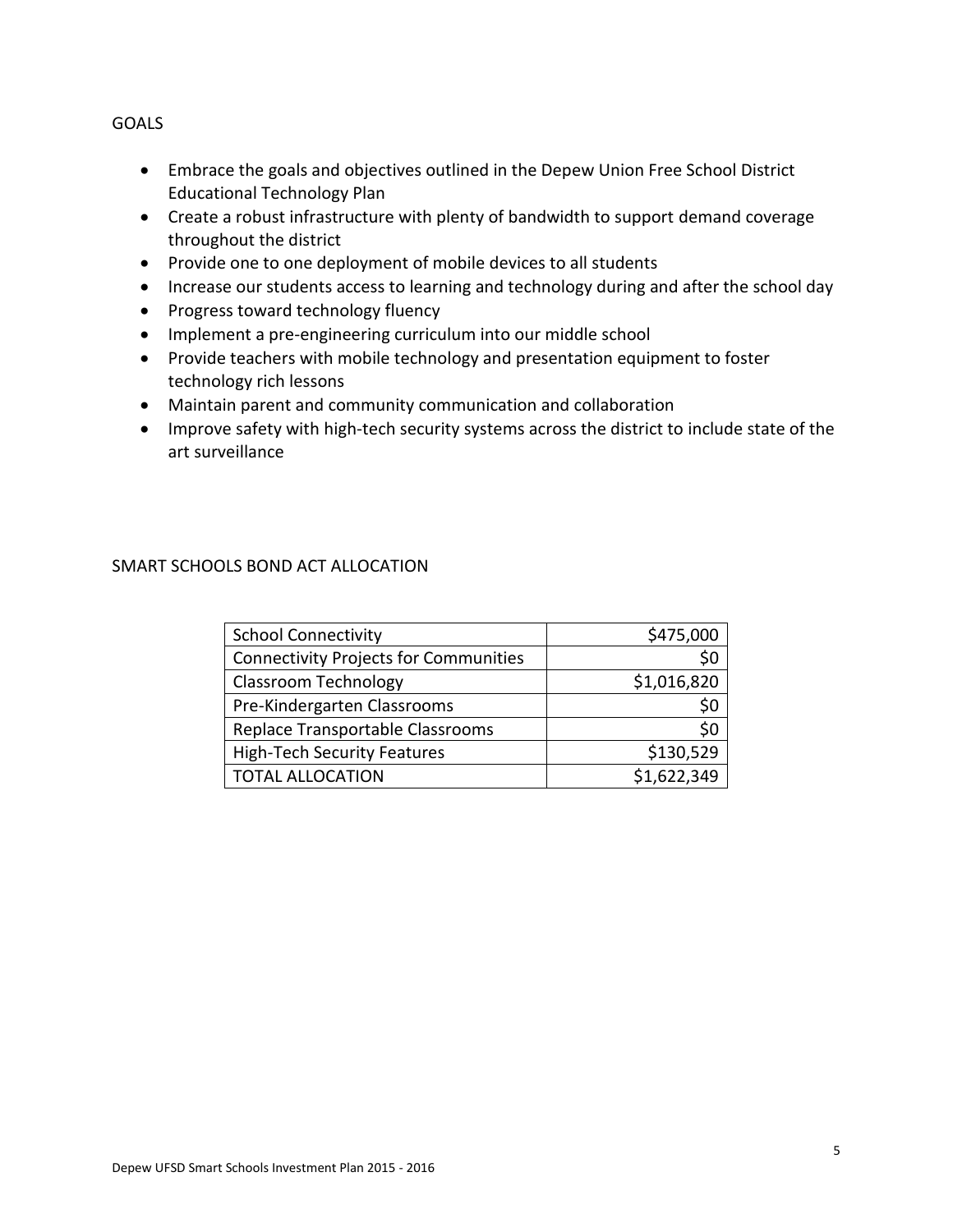## GOALS

- Embrace the goals and objectives outlined in the Depew Union Free School District Educational Technology Plan
- Create a robust infrastructure with plenty of bandwidth to support demand coverage throughout the district
- Provide one to one deployment of mobile devices to all students
- Increase our students access to learning and technology during and after the school day
- Progress toward technology fluency
- Implement a pre-engineering curriculum into our middle school
- Provide teachers with mobile technology and presentation equipment to foster technology rich lessons
- Maintain parent and community communication and collaboration
- Improve safety with high-tech security systems across the district to include state of the art surveillance

## SMART SCHOOLS BOND ACT ALLOCATION

| | |
|---|---:|
| School Connectivity | $475,000 |
| Connectivity Projects for Communities | $0 |
| Classroom Technology | $1,016,820 |
| Pre-Kindergarten Classrooms | $0 |
| Replace Transportable Classrooms | $0 |
| High-Tech Security Features | $130,529 |
| TOTAL ALLOCATION | $1,622,349 |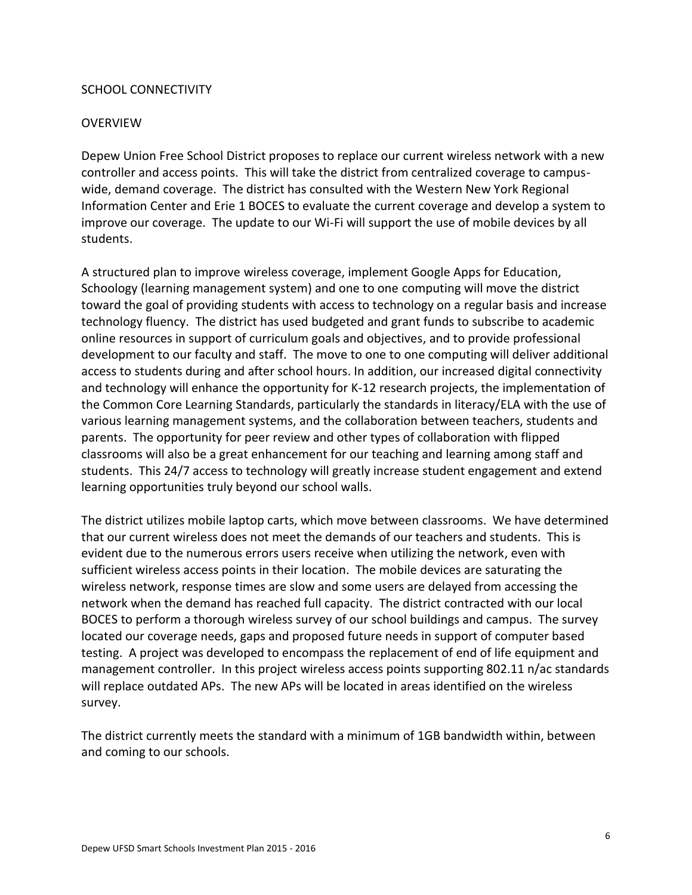## SCHOOL CONNECTIVITY

### OVERVIEW

Depew Union Free School District proposes to replace our current wireless network with a new controller and access points. This will take the district from centralized coverage to campus-wide, demand coverage. The district has consulted with the Western New York Regional Information Center and Erie 1 BOCES to evaluate the current coverage and develop a system to improve our coverage. The update to our Wi-Fi will support the use of mobile devices by all students.

A structured plan to improve wireless coverage, implement Google Apps for Education, Schoology (learning management system) and one to one computing will move the district toward the goal of providing students with access to technology on a regular basis and increase technology fluency. The district has used budgeted and grant funds to subscribe to academic online resources in support of curriculum goals and objectives, and to provide professional development to our faculty and staff. The move to one to one computing will deliver additional access to students during and after school hours. In addition, our increased digital connectivity and technology will enhance the opportunity for K-12 research projects, the implementation of the Common Core Learning Standards, particularly the standards in literacy/ELA with the use of various learning management systems, and the collaboration between teachers, students and parents. The opportunity for peer review and other types of collaboration with flipped classrooms will also be a great enhancement for our teaching and learning among staff and students. This 24/7 access to technology will greatly increase student engagement and extend learning opportunities truly beyond our school walls.

The district utilizes mobile laptop carts, which move between classrooms. We have determined that our current wireless does not meet the demands of our teachers and students. This is evident due to the numerous errors users receive when utilizing the network, even with sufficient wireless access points in their location. The mobile devices are saturating the wireless network, response times are slow and some users are delayed from accessing the network when the demand has reached full capacity. The district contracted with our local BOCES to perform a thorough wireless survey of our school buildings and campus. The survey located our coverage needs, gaps and proposed future needs in support of computer based testing. A project was developed to encompass the replacement of end of life equipment and management controller. In this project wireless access points supporting 802.11 n/ac standards will replace outdated APs. The new APs will be located in areas identified on the wireless survey.

The district currently meets the standard with a minimum of 1GB bandwidth within, between and coming to our schools.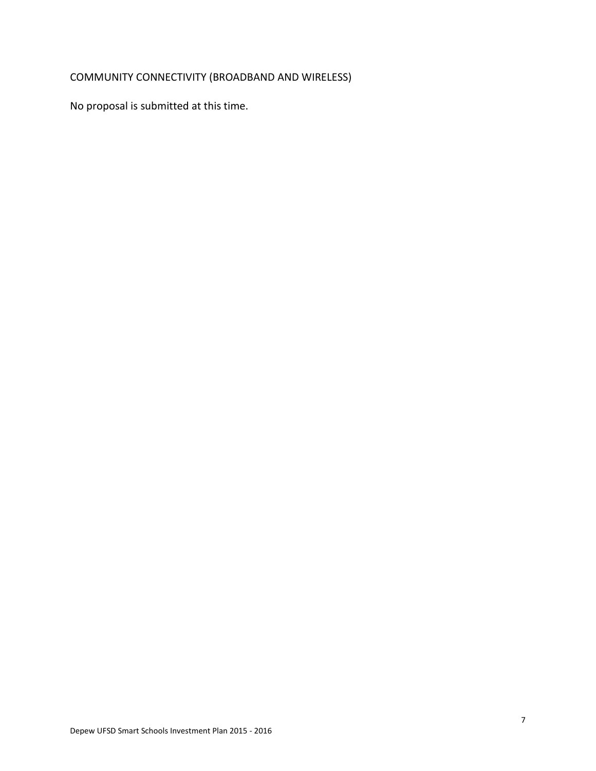## COMMUNITY CONNECTIVITY (BROADBAND AND WIRELESS)

No proposal is submitted at this time.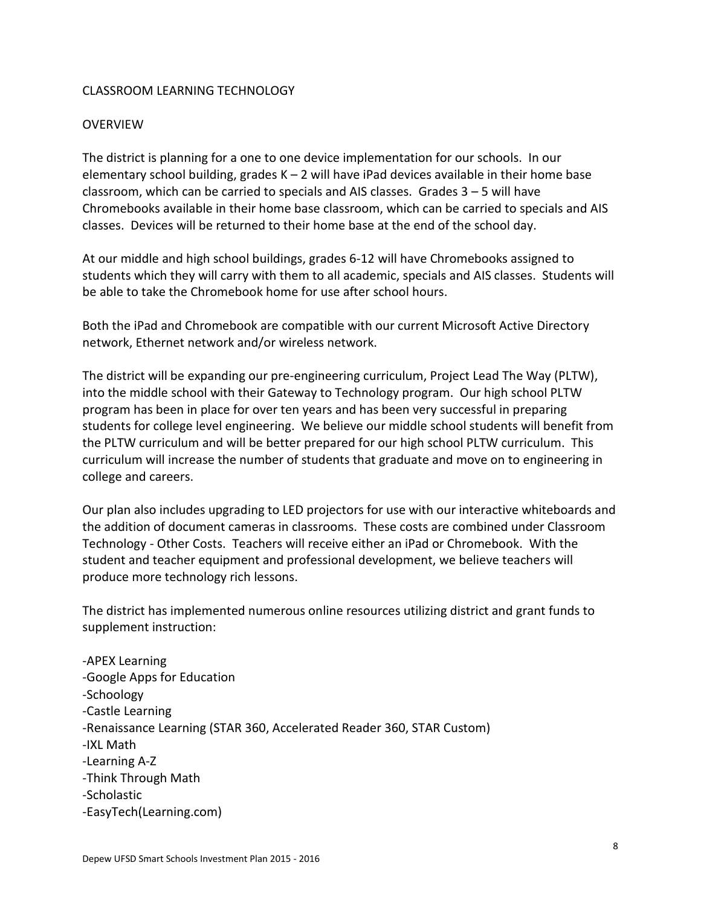## CLASSROOM LEARNING TECHNOLOGY

### OVERVIEW

The district is planning for a one to one device implementation for our schools. In our elementary school building, grades K – 2 will have iPad devices available in their home base classroom, which can be carried to specials and AIS classes. Grades 3 – 5 will have Chromebooks available in their home base classroom, which can be carried to specials and AIS classes. Devices will be returned to their home base at the end of the school day.

At our middle and high school buildings, grades 6-12 will have Chromebooks assigned to students which they will carry with them to all academic, specials and AIS classes. Students will be able to take the Chromebook home for use after school hours.

Both the iPad and Chromebook are compatible with our current Microsoft Active Directory network, Ethernet network and/or wireless network.

The district will be expanding our pre-engineering curriculum, Project Lead The Way (PLTW), into the middle school with their Gateway to Technology program. Our high school PLTW program has been in place for over ten years and has been very successful in preparing students for college level engineering. We believe our middle school students will benefit from the PLTW curriculum and will be better prepared for our high school PLTW curriculum. This curriculum will increase the number of students that graduate and move on to engineering in college and careers.

Our plan also includes upgrading to LED projectors for use with our interactive whiteboards and the addition of document cameras in classrooms. These costs are combined under Classroom Technology - Other Costs. Teachers will receive either an iPad or Chromebook. With the student and teacher equipment and professional development, we believe teachers will produce more technology rich lessons.

The district has implemented numerous online resources utilizing district and grant funds to supplement instruction:

- APEX Learning
- Google Apps for Education
- Schoology
- Castle Learning
- Renaissance Learning (STAR 360, Accelerated Reader 360, STAR Custom)
- IXL Math
- Learning A-Z
- Think Through Math
- Scholastic
- EasyTech(Learning.com)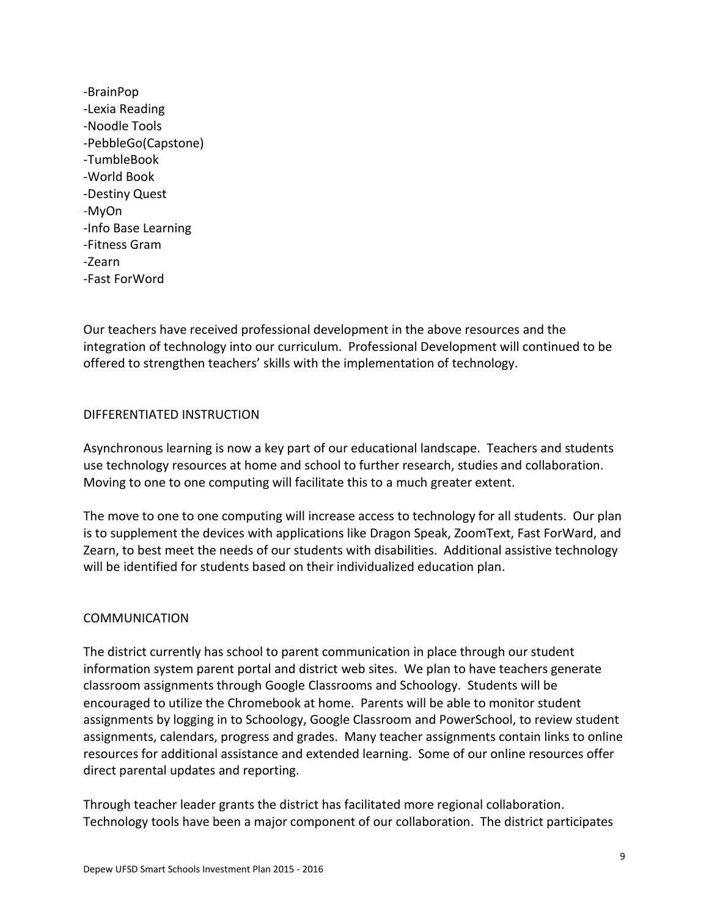- BrainPop
- Lexia Reading
- Noodle Tools
- PebbleGo(Capstone)
- TumbleBook
- World Book
- Destiny Quest
- MyOn
- Info Base Learning
- Fitness Gram
- Zearn
- Fast ForWord

Our teachers have received professional development in the above resources and the integration of technology into our curriculum. Professional Development will continued to be offered to strengthen teachers' skills with the implementation of technology.

## DIFFERENTIATED INSTRUCTION

Asynchronous learning is now a key part of our educational landscape. Teachers and students use technology resources at home and school to further research, studies and collaboration. Moving to one to one computing will facilitate this to a much greater extent.

The move to one to one computing will increase access to technology for all students. Our plan is to supplement the devices with applications like Dragon Speak, ZoomText, Fast ForWard, and Zearn, to best meet the needs of our students with disabilities. Additional assistive technology will be identified for students based on their individualized education plan.

## COMMUNICATION

The district currently has school to parent communication in place through our student information system parent portal and district web sites. We plan to have teachers generate classroom assignments through Google Classrooms and Schoology. Students will be encouraged to utilize the Chromebook at home. Parents will be able to monitor student assignments by logging in to Schoology, Google Classroom and PowerSchool, to review student assignments, calendars, progress and grades. Many teacher assignments contain links to online resources for additional assistance and extended learning. Some of our online resources offer direct parental updates and reporting.

Through teacher leader grants the district has facilitated more regional collaboration. Technology tools have been a major component of our collaboration. The district participates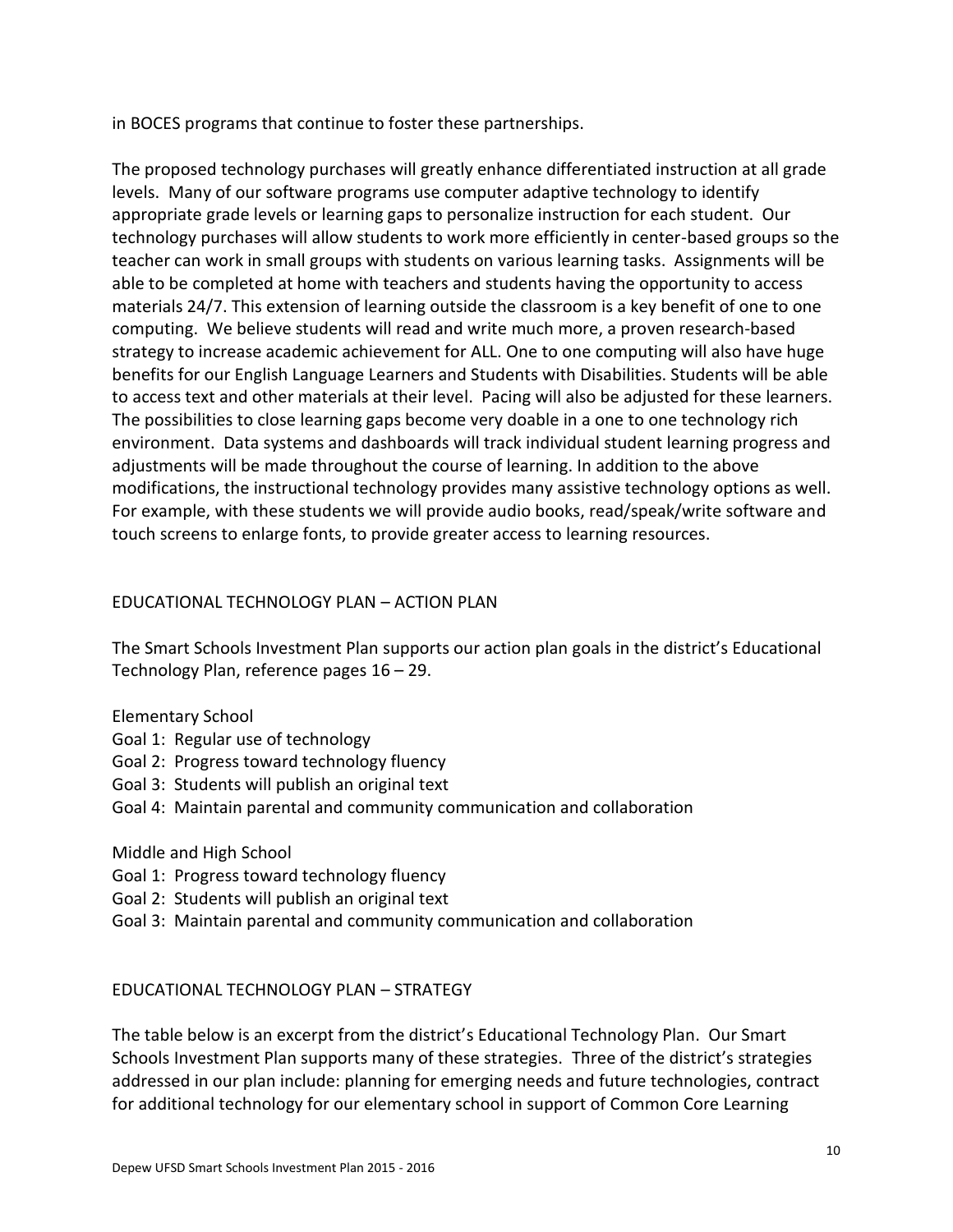in BOCES programs that continue to foster these partnerships.

The proposed technology purchases will greatly enhance differentiated instruction at all grade levels. Many of our software programs use computer adaptive technology to identify appropriate grade levels or learning gaps to personalize instruction for each student. Our technology purchases will allow students to work more efficiently in center-based groups so the teacher can work in small groups with students on various learning tasks. Assignments will be able to be completed at home with teachers and students having the opportunity to access materials 24/7. This extension of learning outside the classroom is a key benefit of one to one computing. We believe students will read and write much more, a proven research-based strategy to increase academic achievement for ALL. One to one computing will also have huge benefits for our English Language Learners and Students with Disabilities. Students will be able to access text and other materials at their level. Pacing will also be adjusted for these learners. The possibilities to close learning gaps become very doable in a one to one technology rich environment. Data systems and dashboards will track individual student learning progress and adjustments will be made throughout the course of learning. In addition to the above modifications, the instructional technology provides many assistive technology options as well. For example, with these students we will provide audio books, read/speak/write software and touch screens to enlarge fonts, to provide greater access to learning resources.

## EDUCATIONAL TECHNOLOGY PLAN – ACTION PLAN

The Smart Schools Investment Plan supports our action plan goals in the district's Educational Technology Plan, reference pages 16 – 29.

Elementary School
- Goal 1: Regular use of technology
- Goal 2: Progress toward technology fluency
- Goal 3: Students will publish an original text
- Goal 4: Maintain parental and community communication and collaboration

Middle and High School
- Goal 1: Progress toward technology fluency
- Goal 2: Students will publish an original text
- Goal 3: Maintain parental and community communication and collaboration

## EDUCATIONAL TECHNOLOGY PLAN – STRATEGY

The table below is an excerpt from the district's Educational Technology Plan. Our Smart Schools Investment Plan supports many of these strategies. Three of the district's strategies addressed in our plan include: planning for emerging needs and future technologies, contract for additional technology for our elementary school in support of Common Core Learning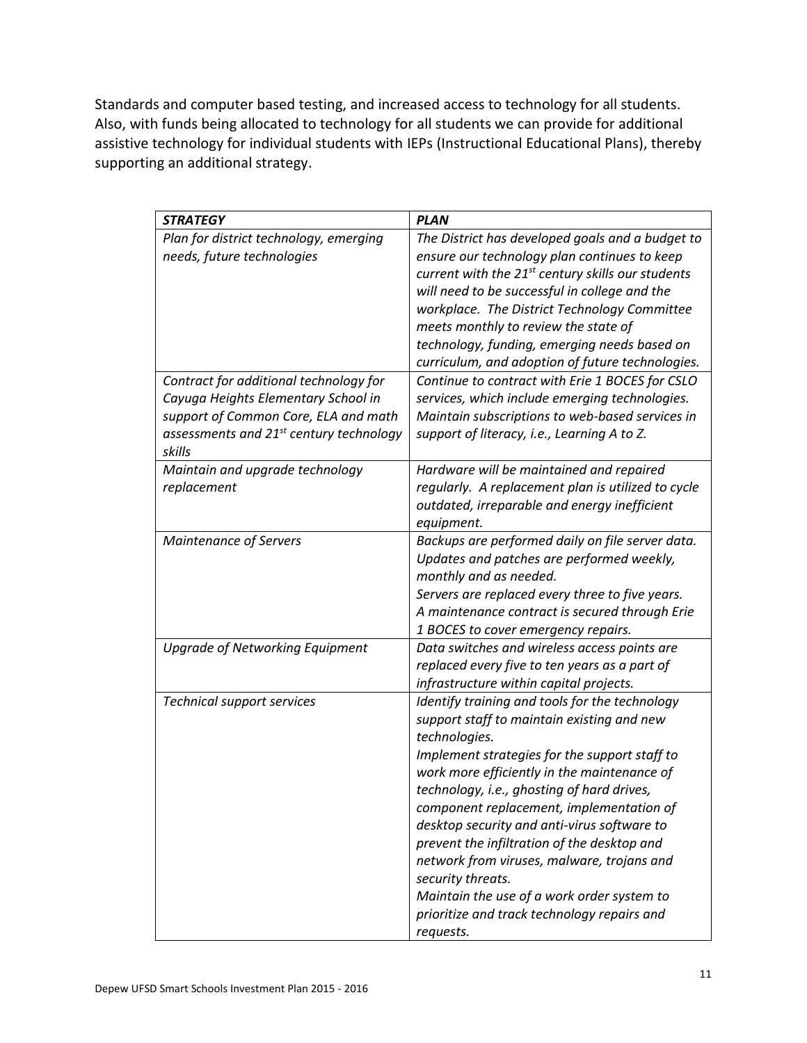Standards and computer based testing, and increased access to technology for all students. Also, with funds being allocated to technology for all students we can provide for additional assistive technology for individual students with IEPs (Instructional Educational Plans), thereby supporting an additional strategy.

| ***STRATEGY*** | ***PLAN*** |
|---|---|
| *Plan for district technology, emerging needs, future technologies* | *The District has developed goals and a budget to ensure our technology plan continues to keep current with the 21st century skills our students will need to be successful in college and the workplace. The District Technology Committee meets monthly to review the state of technology, funding, emerging needs based on curriculum, and adoption of future technologies.* |
| *Contract for additional technology for Cayuga Heights Elementary School in support of Common Core, ELA and math assessments and 21st century technology skills* | *Continue to contract with Erie 1 BOCES for CSLO services, which include emerging technologies. Maintain subscriptions to web-based services in support of literacy, i.e., Learning A to Z.* |
| *Maintain and upgrade technology replacement* | *Hardware will be maintained and repaired regularly. A replacement plan is utilized to cycle outdated, irreparable and energy inefficient equipment.* |
| *Maintenance of Servers* | *Backups are performed daily on file server data.* <br> *Updates and patches are performed weekly, monthly and as needed.* <br> *Servers are replaced every three to five years.* <br> *A maintenance contract is secured through Erie 1 BOCES to cover emergency repairs.* |
| *Upgrade of Networking Equipment* | *Data switches and wireless access points are replaced every five to ten years as a part of infrastructure within capital projects.* |
| *Technical support services* | *Identify training and tools for the technology support staff to maintain existing and new technologies.* <br> *Implement strategies for the support staff to work more efficiently in the maintenance of technology, i.e., ghosting of hard drives, component replacement, implementation of desktop security and anti-virus software to prevent the infiltration of the desktop and network from viruses, malware, trojans and security threats.* <br> *Maintain the use of a work order system to prioritize and track technology repairs and requests.* |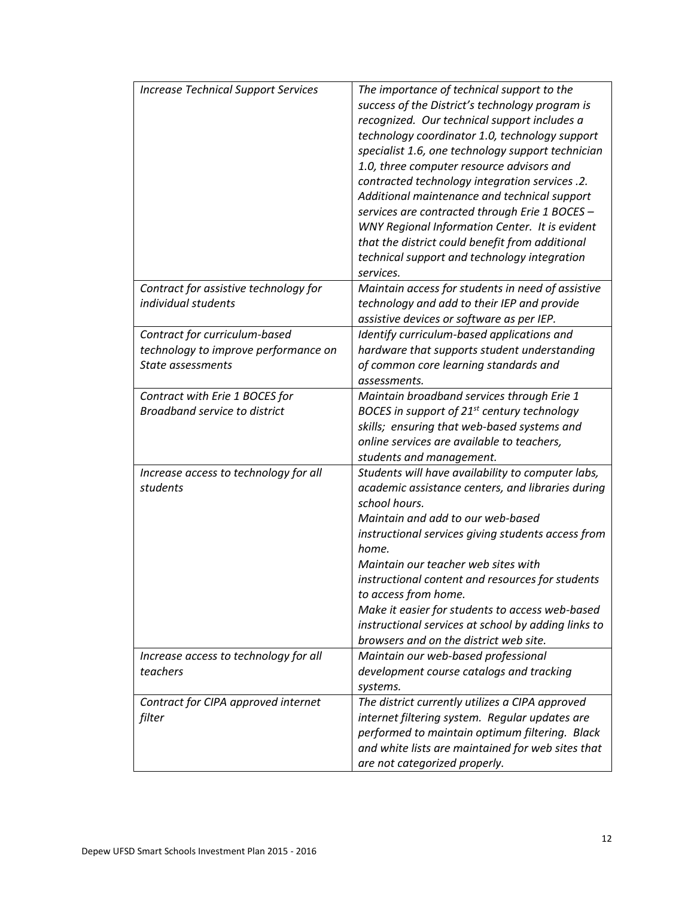| | |
|---|---|
| *Increase Technical Support Services* | *The importance of technical support to the success of the District's technology program is recognized. Our technical support includes a technology coordinator 1.0, technology support specialist 1.6, one technology support technician 1.0, three computer resource advisors and contracted technology integration services .2. Additional maintenance and technical support services are contracted through Erie 1 BOCES – WNY Regional Information Center. It is evident that the district could benefit from additional technical support and technology integration services.* |
| *Contract for assistive technology for individual students* | *Maintain access for students in need of assistive technology and add to their IEP and provide assistive devices or software as per IEP.* |
| *Contract for curriculum-based technology to improve performance on State assessments* | *Identify curriculum-based applications and hardware that supports student understanding of common core learning standards and assessments.* |
| *Contract with Erie 1 BOCES for Broadband service to district* | *Maintain broadband services through Erie 1 BOCES in support of 21st century technology skills; ensuring that web-based systems and online services are available to teachers, students and management.* |
| *Increase access to technology for all students* | *Students will have availability to computer labs, academic assistance centers, and libraries during school hours.*<br>*Maintain and add to our web-based instructional services giving students access from home.*<br>*Maintain our teacher web sites with instructional content and resources for students to access from home.*<br>*Make it easier for students to access web-based instructional services at school by adding links to browsers and on the district web site.* |
| *Increase access to technology for all teachers* | *Maintain our web-based professional development course catalogs and tracking systems.* |
| *Contract for CIPA approved internet filter* | *The district currently utilizes a CIPA approved internet filtering system. Regular updates are performed to maintain optimum filtering. Black and white lists are maintained for web sites that are not categorized properly.* |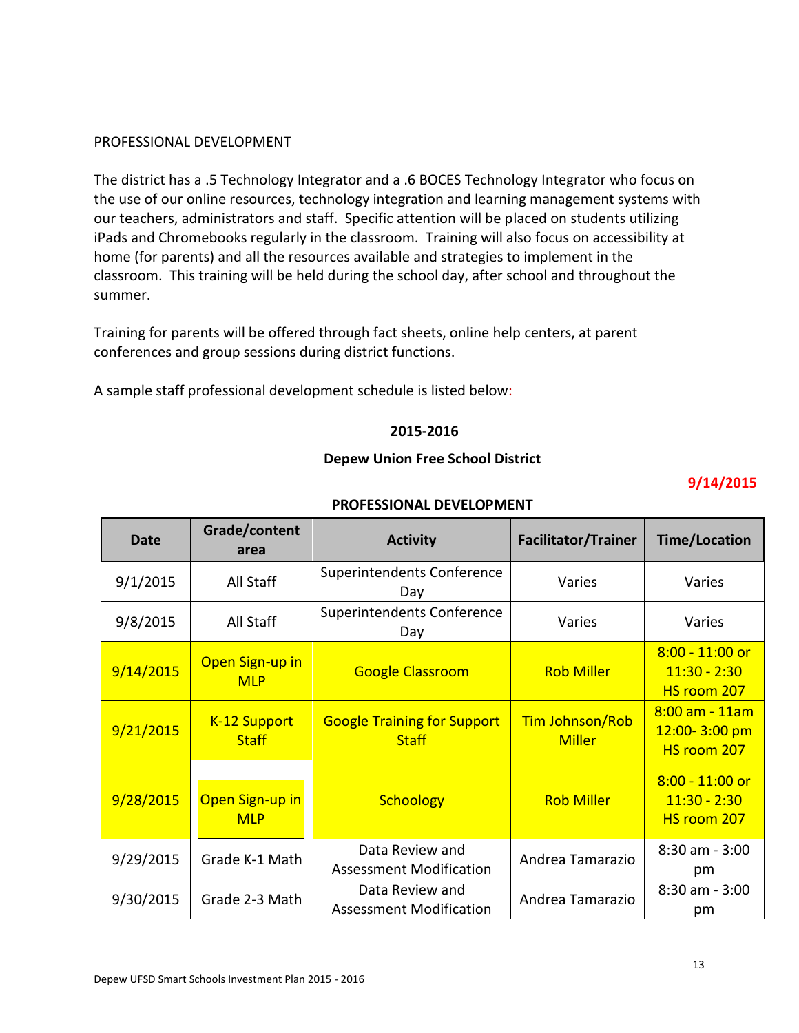PROFESSIONAL DEVELOPMENT

The district has a .5 Technology Integrator and a .6 BOCES Technology Integrator who focus on the use of our online resources, technology integration and learning management systems with our teachers, administrators and staff. Specific attention will be placed on students utilizing iPads and Chromebooks regularly in the classroom. Training will also focus on accessibility at home (for parents) and all the resources available and strategies to implement in the classroom. This training will be held during the school day, after school and throughout the summer.

Training for parents will be offered through fact sheets, online help centers, at parent conferences and group sessions during district functions.

A sample staff professional development schedule is listed below:

**2015-2016**

**Depew Union Free School District**

**9/14/2015**

**PROFESSIONAL DEVELOPMENT**

| Date | Grade/content area | Activity | Facilitator/Trainer | Time/Location |
|---|---|---|---|---|
| 9/1/2015 | All Staff | Superintendents Conference Day | Varies | Varies |
| 9/8/2015 | All Staff | Superintendents Conference Day | Varies | Varies |
| 9/14/2015 | Open Sign-up in MLP | Google Classroom | Rob Miller | 8:00 - 11:00 or 11:30 - 2:30 HS room 207 |
| 9/21/2015 | K-12 Support Staff | Google Training for Support Staff | Tim Johnson/Rob Miller | 8:00 am - 11am 12:00- 3:00 pm HS room 207 |
| 9/28/2015 | Open Sign-up in MLP | Schoology | Rob Miller | 8:00 - 11:00 or 11:30 - 2:30 HS room 207 |
| 9/29/2015 | Grade K-1 Math | Data Review and Assessment Modification | Andrea Tamarazio | 8:30 am - 3:00 pm |
| 9/30/2015 | Grade 2-3 Math | Data Review and Assessment Modification | Andrea Tamarazio | 8:30 am - 3:00 pm |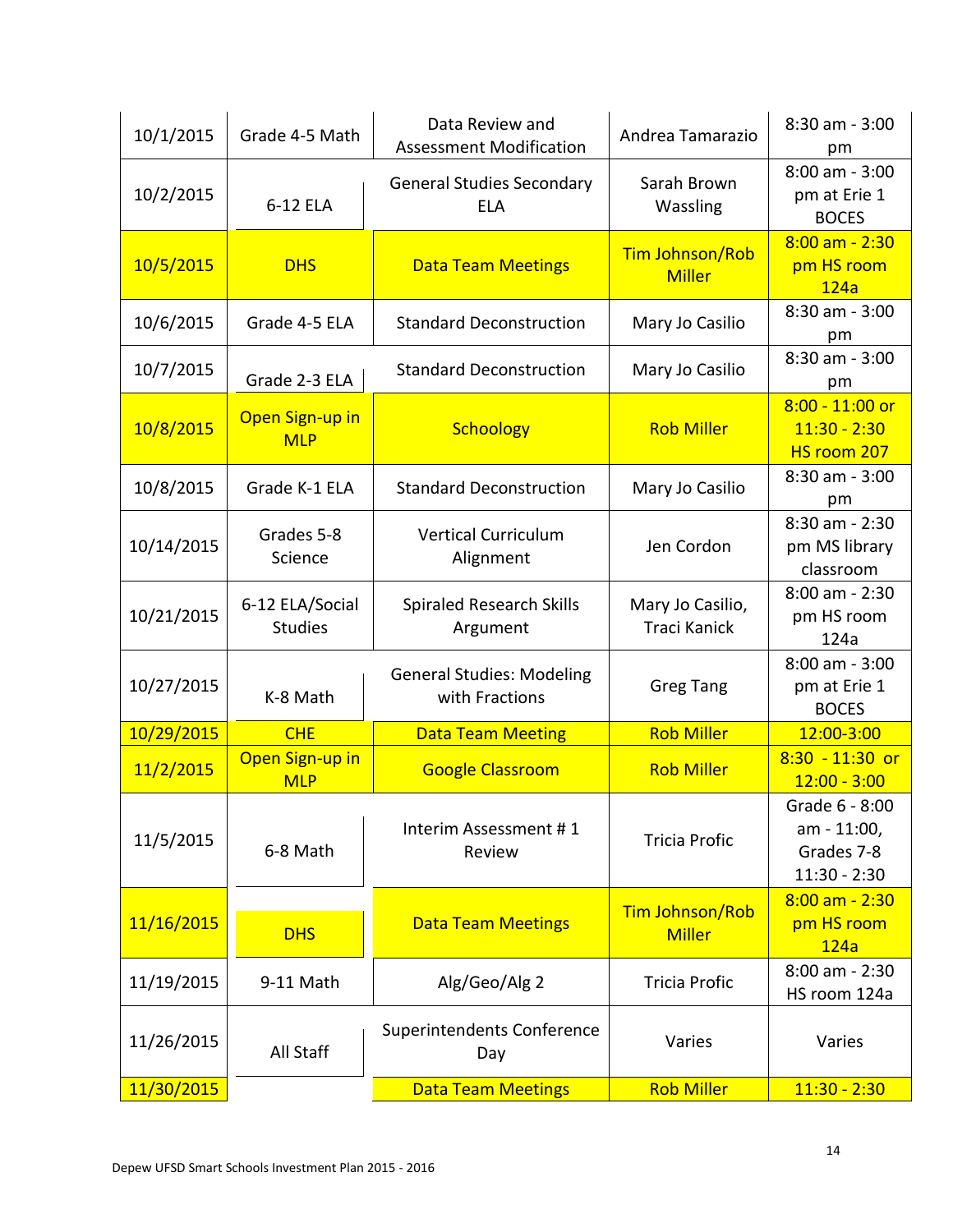| | | | | |
|---|---|---|---|---|
| 10/1/2015 | Grade 4-5 Math | Data Review and Assessment Modification | Andrea Tamarazio | 8:30 am - 3:00 pm |
| 10/2/2015 | 6-12 ELA | General Studies Secondary ELA | Sarah Brown Wassling | 8:00 am - 3:00 pm at Erie 1 BOCES |
| 10/5/2015 | DHS | Data Team Meetings | Tim Johnson/Rob Miller | 8:00 am - 2:30 pm HS room 124a |
| 10/6/2015 | Grade 4-5 ELA | Standard Deconstruction | Mary Jo Casilio | 8:30 am - 3:00 pm |
| 10/7/2015 | Grade 2-3 ELA | Standard Deconstruction | Mary Jo Casilio | 8:30 am - 3:00 pm |
| 10/8/2015 | Open Sign-up in MLP | Schoology | Rob Miller | 8:00 - 11:00 or 11:30 - 2:30 HS room 207 |
| 10/8/2015 | Grade K-1 ELA | Standard Deconstruction | Mary Jo Casilio | 8:30 am - 3:00 pm |
| 10/14/2015 | Grades 5-8 Science | Vertical Curriculum Alignment | Jen Cordon | 8:30 am - 2:30 pm MS library classroom |
| 10/21/2015 | 6-12 ELA/Social Studies | Spiraled Research Skills Argument | Mary Jo Casilio, Traci Kanick | 8:00 am - 2:30 pm HS room 124a |
| 10/27/2015 | K-8 Math | General Studies: Modeling with Fractions | Greg Tang | 8:00 am - 3:00 pm at Erie 1 BOCES |
| 10/29/2015 | CHE | Data Team Meeting | Rob Miller | 12:00-3:00 |
| 11/2/2015 | Open Sign-up in MLP | Google Classroom | Rob Miller | 8:30 - 11:30 or 12:00 - 3:00 |
| 11/5/2015 | 6-8 Math | Interim Assessment # 1 Review | Tricia Profic | Grade 6 - 8:00 am - 11:00, Grades 7-8 11:30 - 2:30 |
| 11/16/2015 | DHS | Data Team Meetings | Tim Johnson/Rob Miller | 8:00 am - 2:30 pm HS room 124a |
| 11/19/2015 | 9-11 Math | Alg/Geo/Alg 2 | Tricia Profic | 8:00 am - 2:30 HS room 124a |
| 11/26/2015 | All Staff | Superintendents Conference Day | Varies | Varies |
| 11/30/2015 | | Data Team Meetings | Rob Miller | 11:30 - 2:30 |

Depew UFSD Smart Schools Investment Plan 2015 - 2016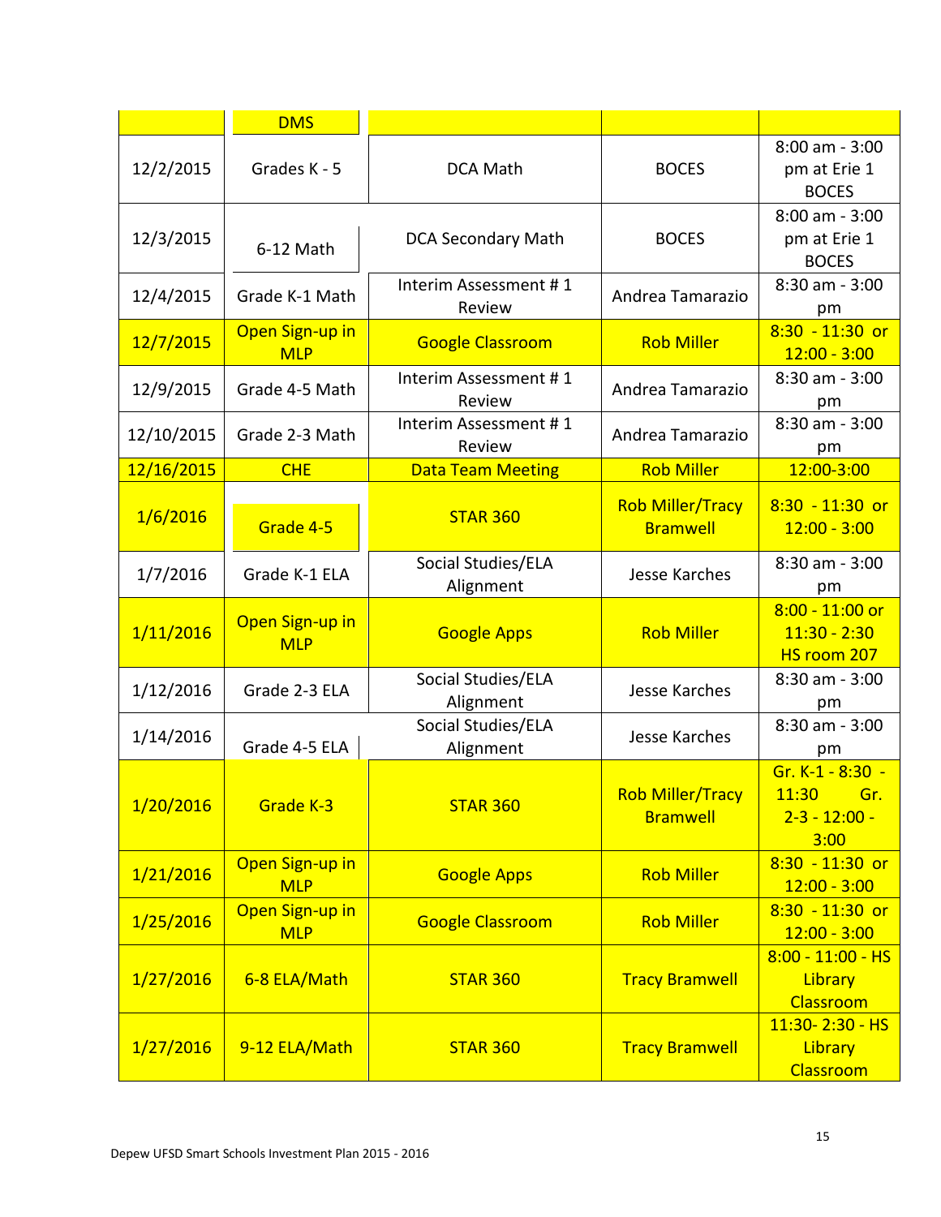| | DMS | | | |
|---|---|---|---|---|
| 12/2/2015 | Grades K - 5 | DCA Math | BOCES | 8:00 am - 3:00 pm at Erie 1 BOCES |
| 12/3/2015 | 6-12 Math | DCA Secondary Math | BOCES | 8:00 am - 3:00 pm at Erie 1 BOCES |
| 12/4/2015 | Grade K-1 Math | Interim Assessment # 1 Review | Andrea Tamarazio | 8:30 am - 3:00 pm |
| 12/7/2015 | Open Sign-up in MLP | Google Classroom | Rob Miller | 8:30 - 11:30 or 12:00 - 3:00 |
| 12/9/2015 | Grade 4-5 Math | Interim Assessment # 1 Review | Andrea Tamarazio | 8:30 am - 3:00 pm |
| 12/10/2015 | Grade 2-3 Math | Interim Assessment # 1 Review | Andrea Tamarazio | 8:30 am - 3:00 pm |
| 12/16/2015 | CHE | Data Team Meeting | Rob Miller | 12:00-3:00 |
| 1/6/2016 | Grade 4-5 | STAR 360 | Rob Miller/Tracy Bramwell | 8:30 - 11:30 or 12:00 - 3:00 |
| 1/7/2016 | Grade K-1 ELA | Social Studies/ELA Alignment | Jesse Karches | 8:30 am - 3:00 pm |
| 1/11/2016 | Open Sign-up in MLP | Google Apps | Rob Miller | 8:00 - 11:00 or 11:30 - 2:30 HS room 207 |
| 1/12/2016 | Grade 2-3 ELA | Social Studies/ELA Alignment | Jesse Karches | 8:30 am - 3:00 pm |
| 1/14/2016 | Grade 4-5 ELA | Social Studies/ELA Alignment | Jesse Karches | 8:30 am - 3:00 pm |
| 1/20/2016 | Grade K-3 | STAR 360 | Rob Miller/Tracy Bramwell | Gr. K-1 - 8:30 - 11:30 Gr. 2-3 - 12:00 - 3:00 |
| 1/21/2016 | Open Sign-up in MLP | Google Apps | Rob Miller | 8:30 - 11:30 or 12:00 - 3:00 |
| 1/25/2016 | Open Sign-up in MLP | Google Classroom | Rob Miller | 8:30 - 11:30 or 12:00 - 3:00 |
| 1/27/2016 | 6-8 ELA/Math | STAR 360 | Tracy Bramwell | 8:00 - 11:00 - HS Library Classroom |
| 1/27/2016 | 9-12 ELA/Math | STAR 360 | Tracy Bramwell | 11:30- 2:30 - HS Library Classroom |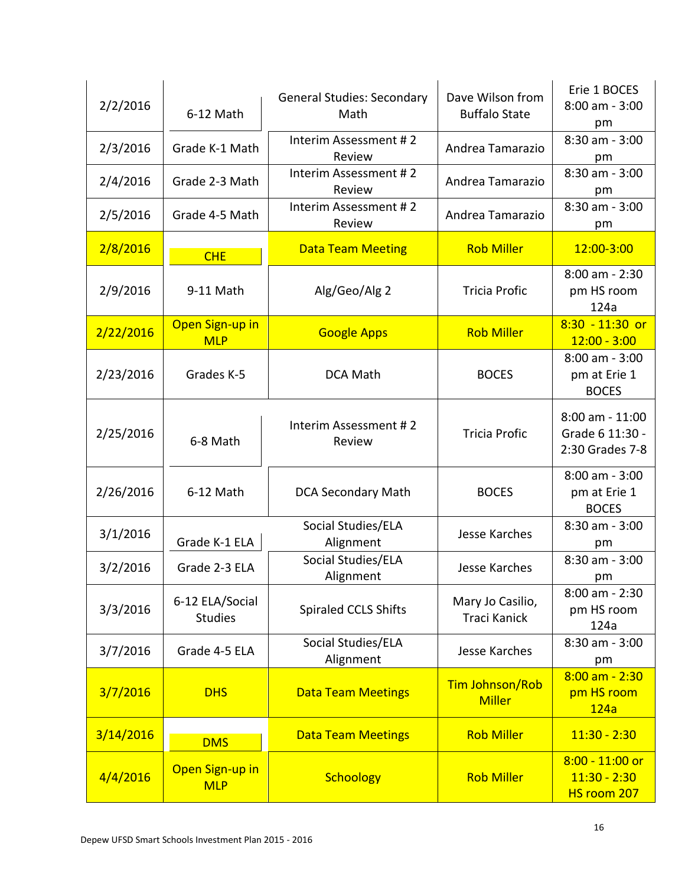| | | | | |
|---|---|---|---|---|
| 2/2/2016 | 6-12 Math | General Studies: Secondary Math | Dave Wilson from Buffalo State | Erie 1 BOCES 8:00 am - 3:00 pm |
| 2/3/2016 | Grade K-1 Math | Interim Assessment # 2 Review | Andrea Tamarazio | 8:30 am - 3:00 pm |
| 2/4/2016 | Grade 2-3 Math | Interim Assessment # 2 Review | Andrea Tamarazio | 8:30 am - 3:00 pm |
| 2/5/2016 | Grade 4-5 Math | Interim Assessment # 2 Review | Andrea Tamarazio | 8:30 am - 3:00 pm |
| 2/8/2016 | CHE | Data Team Meeting | Rob Miller | 12:00-3:00 |
| 2/9/2016 | 9-11 Math | Alg/Geo/Alg 2 | Tricia Profic | 8:00 am - 2:30 pm HS room 124a |
| 2/22/2016 | Open Sign-up in MLP | Google Apps | Rob Miller | 8:30 - 11:30 or 12:00 - 3:00 |
| 2/23/2016 | Grades K-5 | DCA Math | BOCES | 8:00 am - 3:00 pm at Erie 1 BOCES |
| 2/25/2016 | 6-8 Math | Interim Assessment # 2 Review | Tricia Profic | 8:00 am - 11:00 Grade 6 11:30 - 2:30 Grades 7-8 |
| 2/26/2016 | 6-12 Math | DCA Secondary Math | BOCES | 8:00 am - 3:00 pm at Erie 1 BOCES |
| 3/1/2016 | Grade K-1 ELA | Social Studies/ELA Alignment | Jesse Karches | 8:30 am - 3:00 pm |
| 3/2/2016 | Grade 2-3 ELA | Social Studies/ELA Alignment | Jesse Karches | 8:30 am - 3:00 pm |
| 3/3/2016 | 6-12 ELA/Social Studies | Spiraled CCLS Shifts | Mary Jo Casilio, Traci Kanick | 8:00 am - 2:30 pm HS room 124a |
| 3/7/2016 | Grade 4-5 ELA | Social Studies/ELA Alignment | Jesse Karches | 8:30 am - 3:00 pm |
| 3/7/2016 | DHS | Data Team Meetings | Tim Johnson/Rob Miller | 8:00 am - 2:30 pm HS room 124a |
| 3/14/2016 | DMS | Data Team Meetings | Rob Miller | 11:30 - 2:30 |
| 4/4/2016 | Open Sign-up in MLP | Schoology | Rob Miller | 8:00 - 11:00 or 11:30 - 2:30 HS room 207 |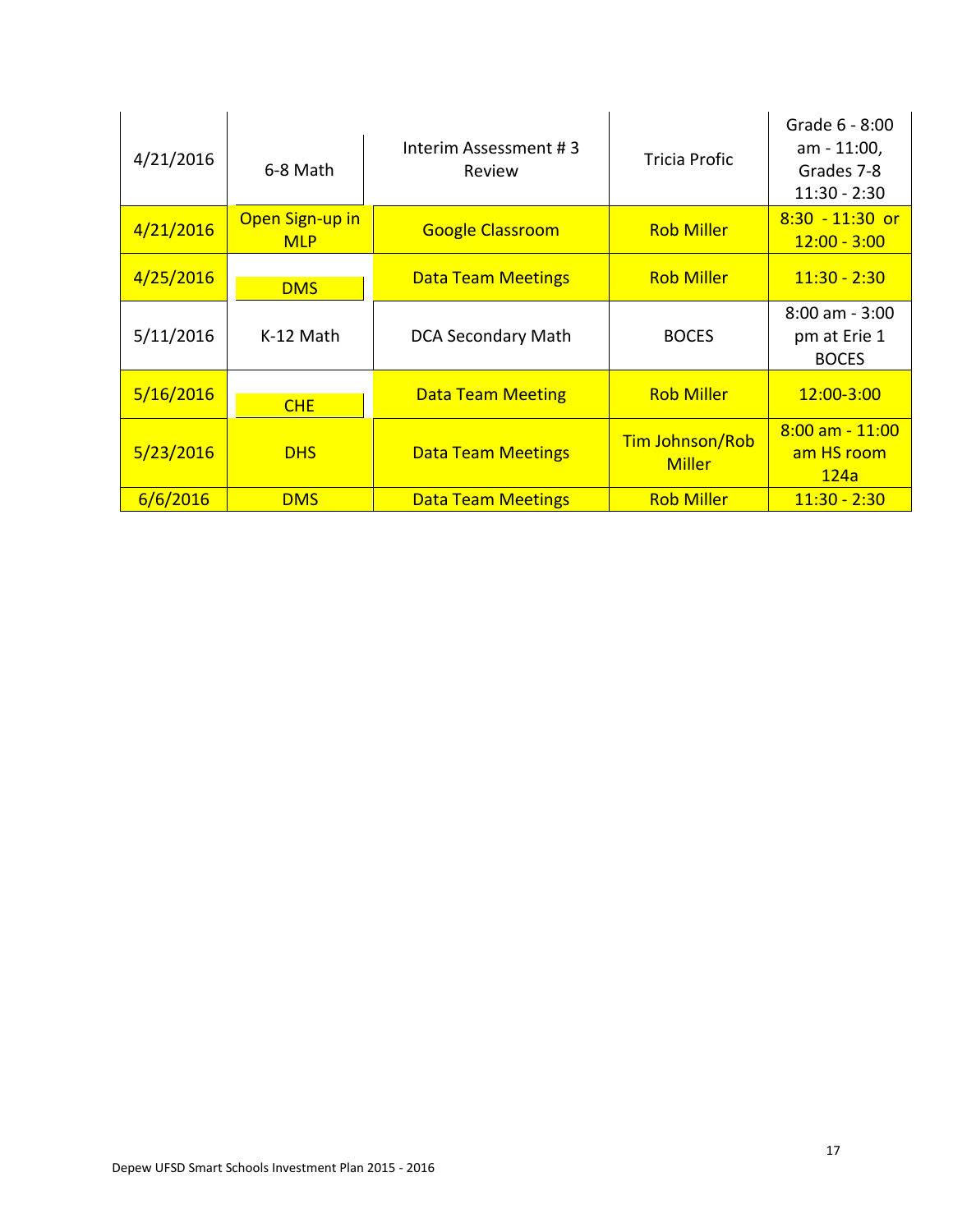| 4/21/2016 | 6-8 Math | Interim Assessment # 3 Review | Tricia Profic | Grade 6 - 8:00 am - 11:00, Grades 7-8 11:30 - 2:30 |
|---|---|---|---|---|
| 4/21/2016 | Open Sign-up in MLP | Google Classroom | Rob Miller | 8:30 - 11:30 or 12:00 - 3:00 |
| 4/25/2016 | DMS | Data Team Meetings | Rob Miller | 11:30 - 2:30 |
| 5/11/2016 | K-12 Math | DCA Secondary Math | BOCES | 8:00 am - 3:00 pm at Erie 1 BOCES |
| 5/16/2016 | CHE | Data Team Meeting | Rob Miller | 12:00-3:00 |
| 5/23/2016 | DHS | Data Team Meetings | Tim Johnson/Rob Miller | 8:00 am - 11:00 am HS room 124a |
| 6/6/2016 | DMS | Data Team Meetings | Rob Miller | 11:30 - 2:30 |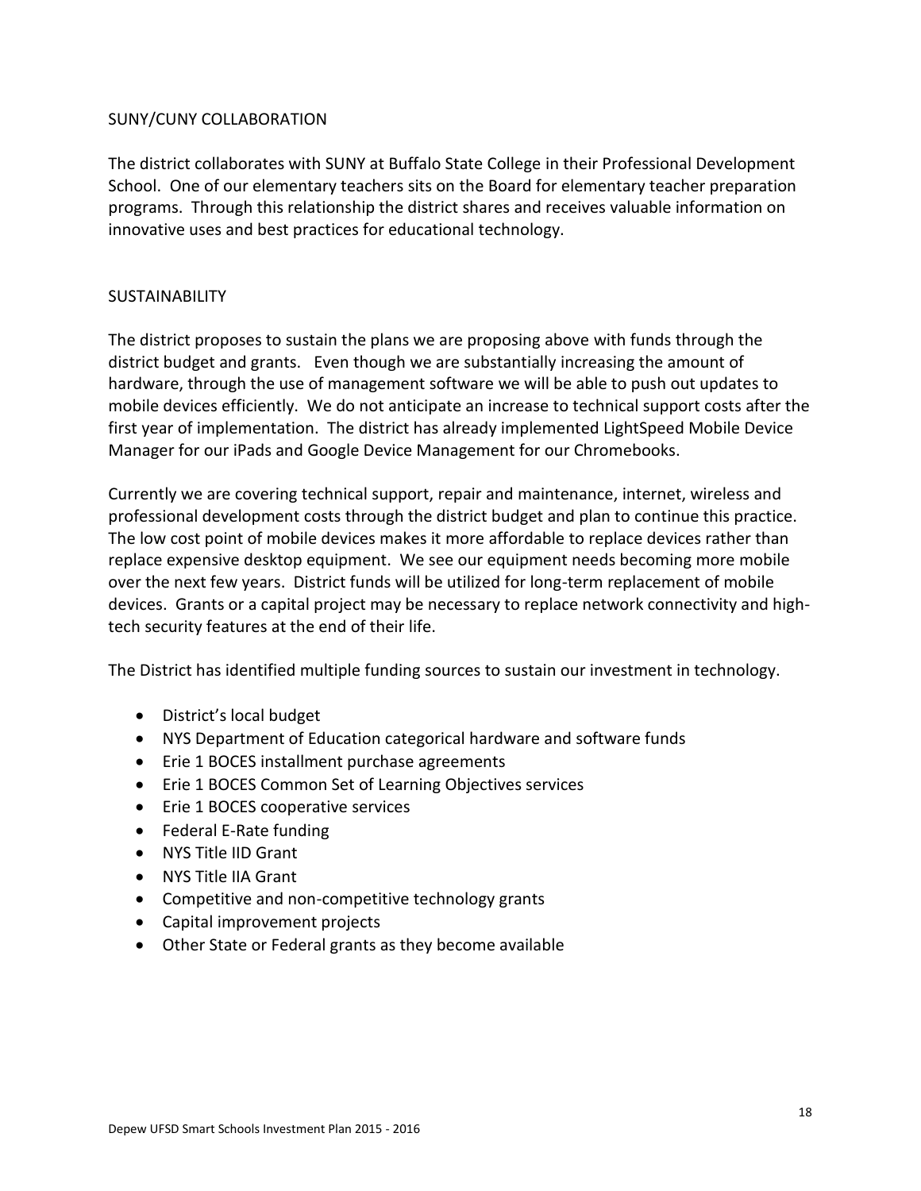## SUNY/CUNY COLLABORATION

The district collaborates with SUNY at Buffalo State College in their Professional Development School. One of our elementary teachers sits on the Board for elementary teacher preparation programs. Through this relationship the district shares and receives valuable information on innovative uses and best practices for educational technology.

## SUSTAINABILITY

The district proposes to sustain the plans we are proposing above with funds through the district budget and grants. Even though we are substantially increasing the amount of hardware, through the use of management software we will be able to push out updates to mobile devices efficiently. We do not anticipate an increase to technical support costs after the first year of implementation. The district has already implemented LightSpeed Mobile Device Manager for our iPads and Google Device Management for our Chromebooks.

Currently we are covering technical support, repair and maintenance, internet, wireless and professional development costs through the district budget and plan to continue this practice. The low cost point of mobile devices makes it more affordable to replace devices rather than replace expensive desktop equipment. We see our equipment needs becoming more mobile over the next few years. District funds will be utilized for long-term replacement of mobile devices. Grants or a capital project may be necessary to replace network connectivity and high-tech security features at the end of their life.

The District has identified multiple funding sources to sustain our investment in technology.

- District's local budget
- NYS Department of Education categorical hardware and software funds
- Erie 1 BOCES installment purchase agreements
- Erie 1 BOCES Common Set of Learning Objectives services
- Erie 1 BOCES cooperative services
- Federal E-Rate funding
- NYS Title IID Grant
- NYS Title IIA Grant
- Competitive and non-competitive technology grants
- Capital improvement projects
- Other State or Federal grants as they become available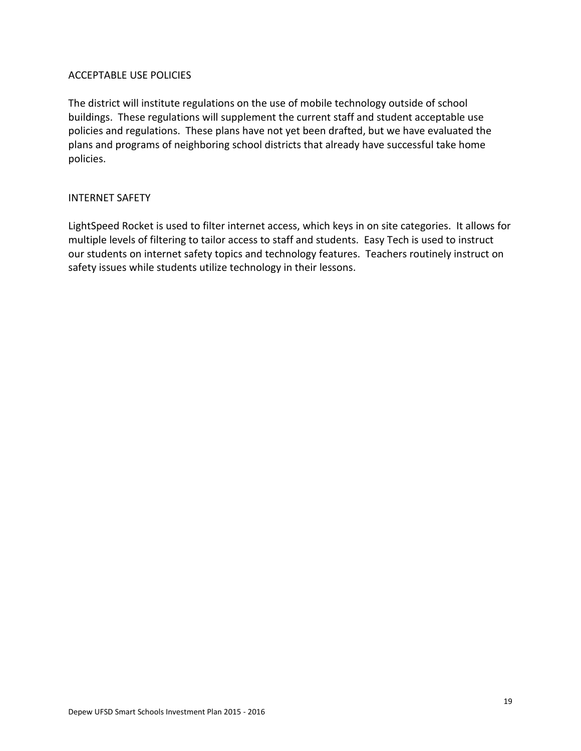## ACCEPTABLE USE POLICIES

The district will institute regulations on the use of mobile technology outside of school buildings. These regulations will supplement the current staff and student acceptable use policies and regulations. These plans have not yet been drafted, but we have evaluated the plans and programs of neighboring school districts that already have successful take home policies.

## INTERNET SAFETY

LightSpeed Rocket is used to filter internet access, which keys in on site categories. It allows for multiple levels of filtering to tailor access to staff and students. Easy Tech is used to instruct our students on internet safety topics and technology features. Teachers routinely instruct on safety issues while students utilize technology in their lessons.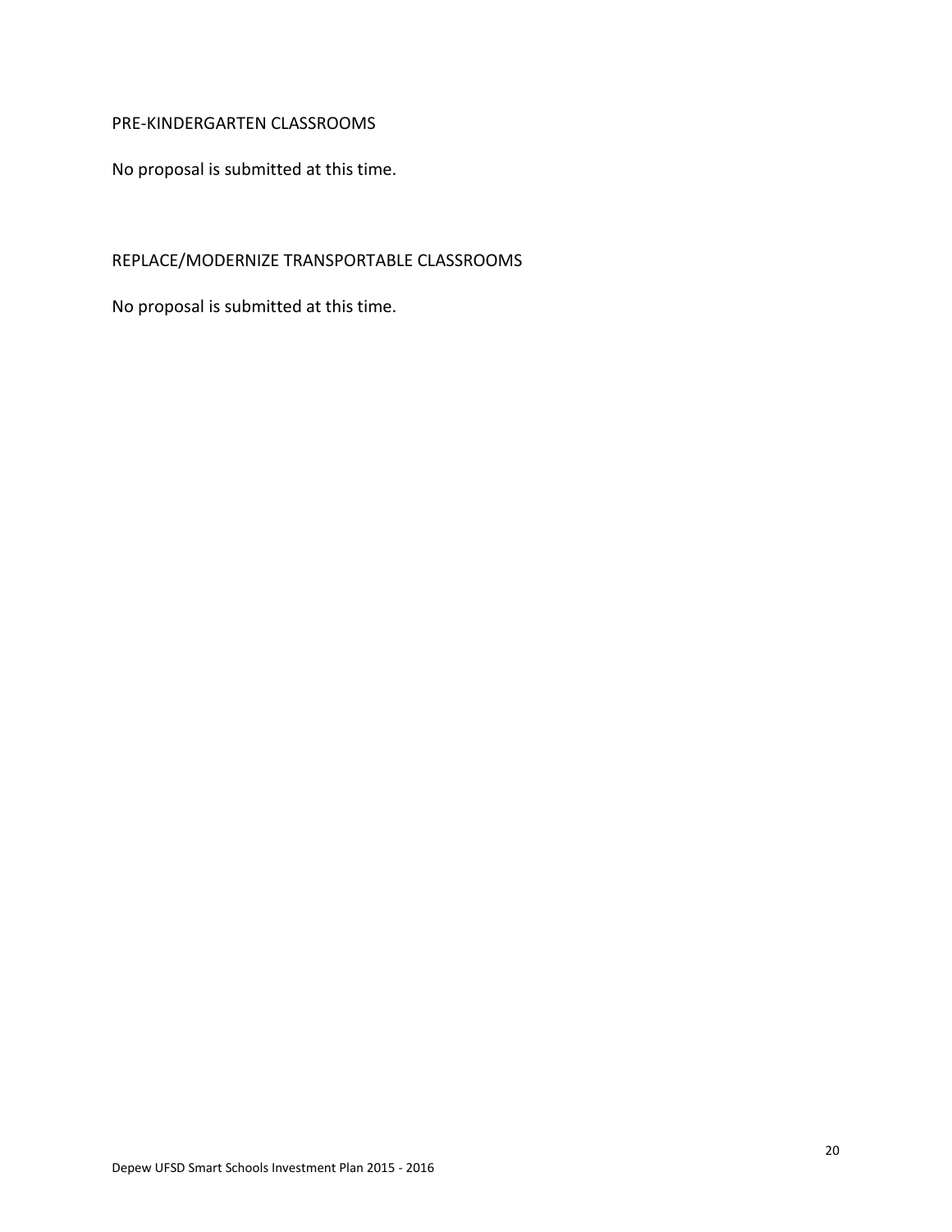## PRE-KINDERGARTEN CLASSROOMS

No proposal is submitted at this time.

## REPLACE/MODERNIZE TRANSPORTABLE CLASSROOMS

No proposal is submitted at this time.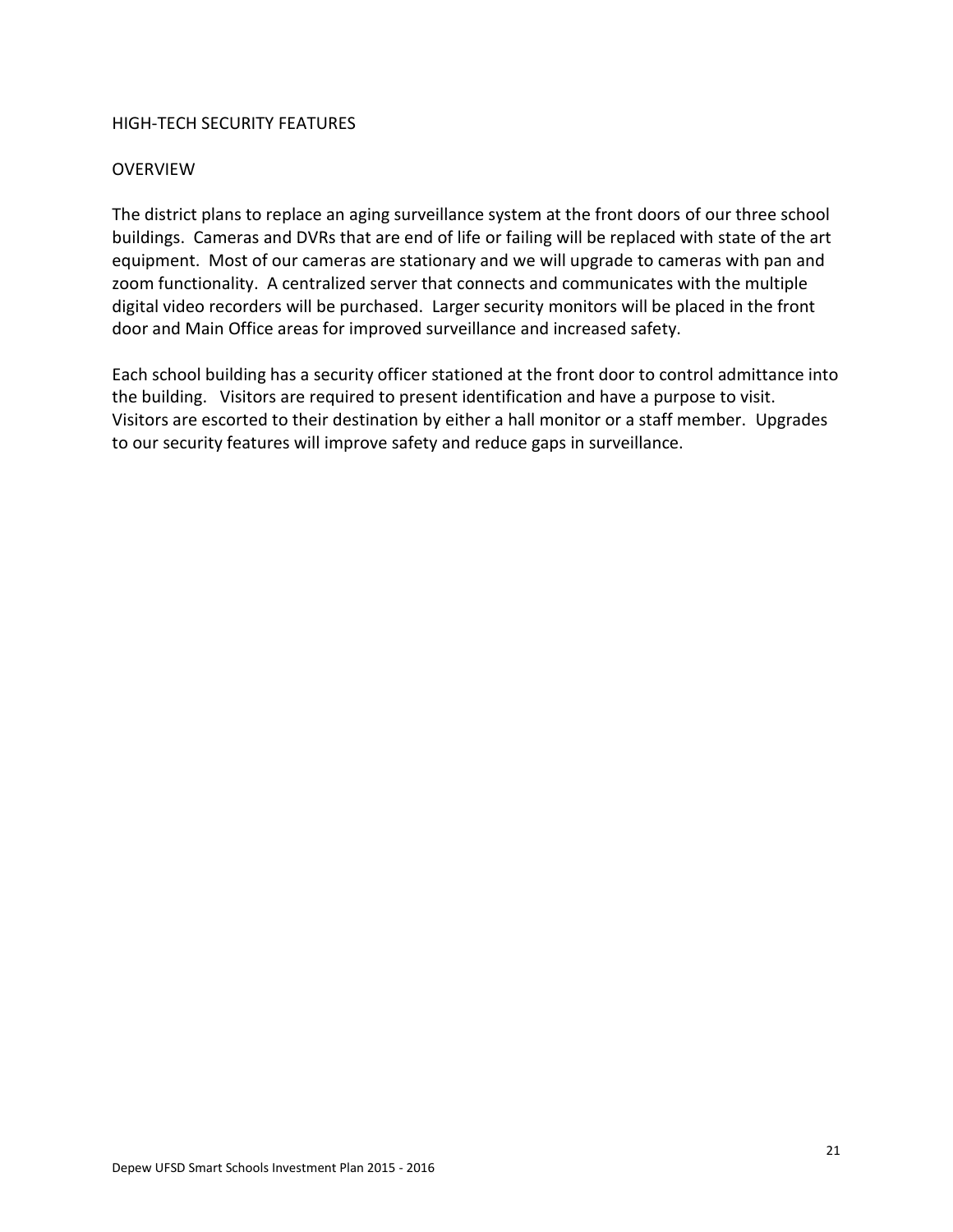## HIGH-TECH SECURITY FEATURES

### OVERVIEW

The district plans to replace an aging surveillance system at the front doors of our three school buildings. Cameras and DVRs that are end of life or failing will be replaced with state of the art equipment. Most of our cameras are stationary and we will upgrade to cameras with pan and zoom functionality. A centralized server that connects and communicates with the multiple digital video recorders will be purchased. Larger security monitors will be placed in the front door and Main Office areas for improved surveillance and increased safety.

Each school building has a security officer stationed at the front door to control admittance into the building. Visitors are required to present identification and have a purpose to visit. Visitors are escorted to their destination by either a hall monitor or a staff member. Upgrades to our security features will improve safety and reduce gaps in surveillance.